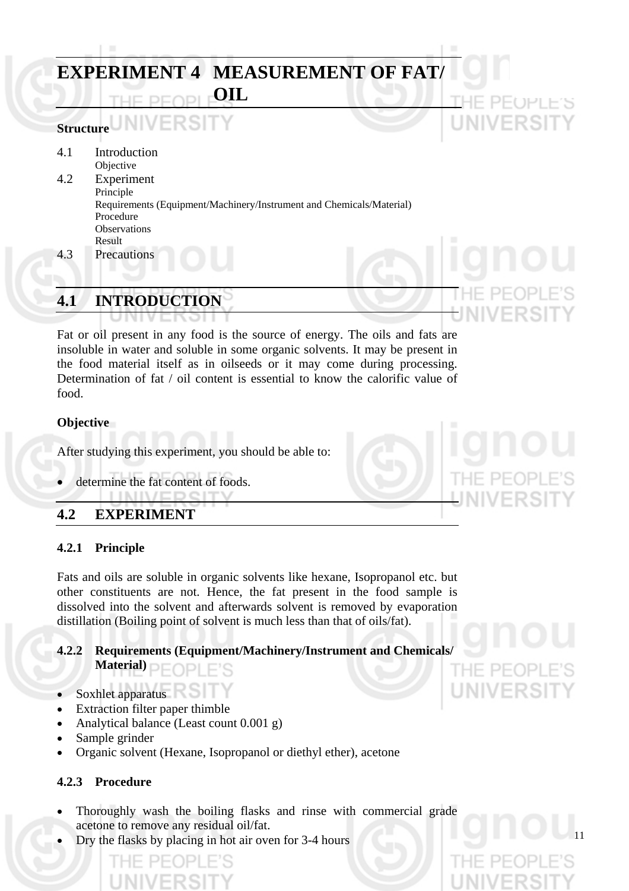# EXPERIMENT 4 MEASUREMENT OF FAT/ OIL

**Structure**

4.1 Introduction
    Objective
4.2 Experiment
    Principle
    Requirements (Equipment/Machinery/Instrument and Chemicals/Material)
    Procedure
    Observations
    Result
4.3 Precautions

## 4.1 INTRODUCTION

Fat or oil present in any food is the source of energy. The oils and fats are insoluble in water and soluble in some organic solvents. It may be present in the food material itself as in oilseeds or it may come during processing. Determination of fat / oil content is essential to know the calorific value of food.

**Objective**

After studying this experiment, you should be able to:

- determine the fat content of foods.

## 4.2 EXPERIMENT

### 4.2.1 Principle

Fats and oils are soluble in organic solvents like hexane, Isopropanol etc. but other constituents are not. Hence, the fat present in the food sample is dissolved into the solvent and afterwards solvent is removed by evaporation distillation (Boiling point of solvent is much less than that of oils/fat).

### 4.2.2 Requirements (Equipment/Machinery/Instrument and Chemicals/ Material)

- Soxhlet apparatus
- Extraction filter paper thimble
- Analytical balance (Least count 0.001 g)
- Sample grinder
- Organic solvent (Hexane, Isopropanol or diethyl ether), acetone

### 4.2.3 Procedure

- Thoroughly wash the boiling flasks and rinse with commercial grade acetone to remove any residual oil/fat.
- Dry the flasks by placing in hot air oven for 3-4 hours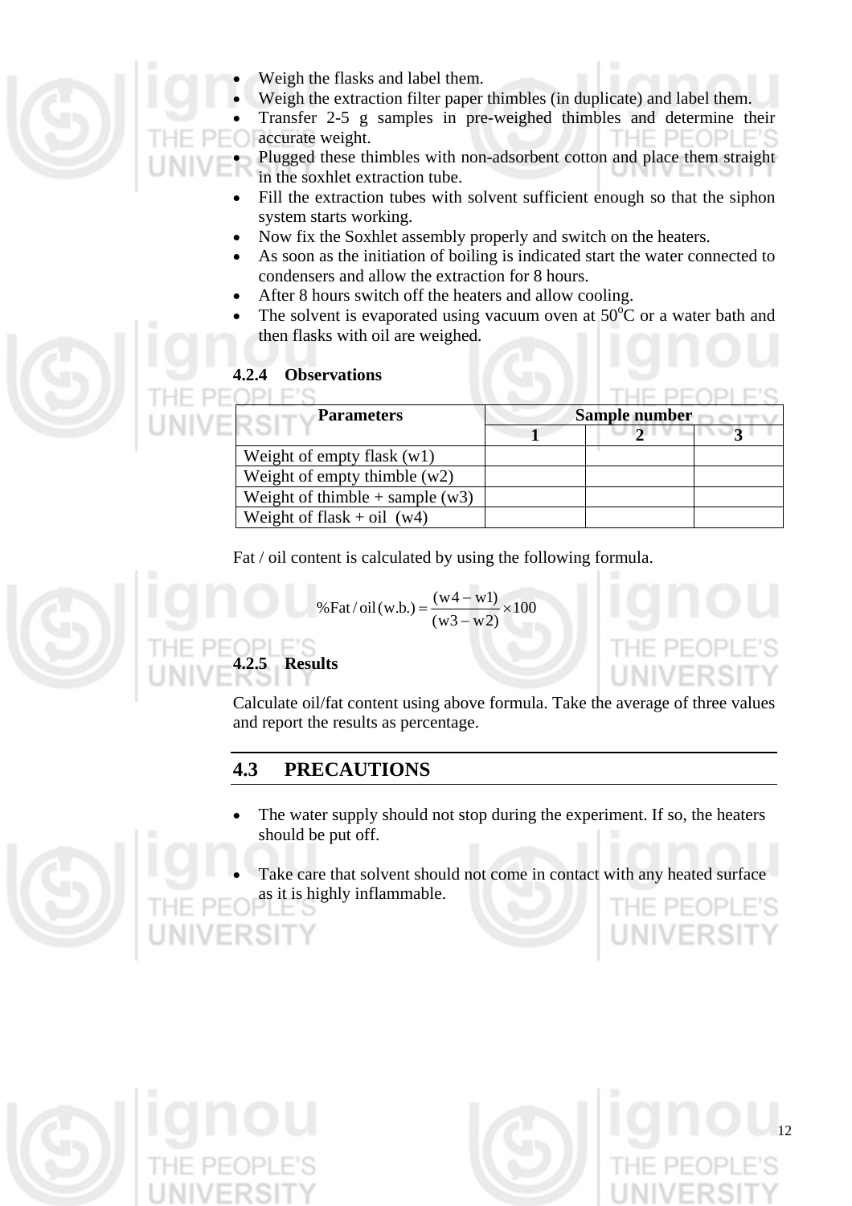- Weigh the flasks and label them.
- Weigh the extraction filter paper thimbles (in duplicate) and label them.
- Transfer 2-5 g samples in pre-weighed thimbles and determine their accurate weight.
- Plugged these thimbles with non-adsorbent cotton and place them straight in the soxhlet extraction tube.
- Fill the extraction tubes with solvent sufficient enough so that the siphon system starts working.
- Now fix the Soxhlet assembly properly and switch on the heaters.
- As soon as the initiation of boiling is indicated start the water connected to condensers and allow the extraction for 8 hours.
- After 8 hours switch off the heaters and allow cooling.
- The solvent is evaporated using vacuum oven at $50^{o}C$ or a water bath and then flasks with oil are weighed.

### 4.2.4 Observations

| Parameters | Sample number | | |
|---|---|---|---|
| | 1 | 2 | 3 |
| Weight of empty flask (w1) | | | |
| Weight of empty thimble (w2) | | | |
| Weight of thimble + sample (w3) | | | |
| Weight of flask + oil (w4) | | | |

Fat / oil content is calculated by using the following formula.

$$\%\text{Fat / oil (w.b.)} = \frac{(w4 - w1)}{(w3 - w2)} \times 100$$

### 4.2.5 Results

Calculate oil/fat content using above formula. Take the average of three values and report the results as percentage.

## 4.3 PRECAUTIONS

- The water supply should not stop during the experiment. If so, the heaters should be put off.
- Take care that solvent should not come in contact with any heated surface as it is highly inflammable.